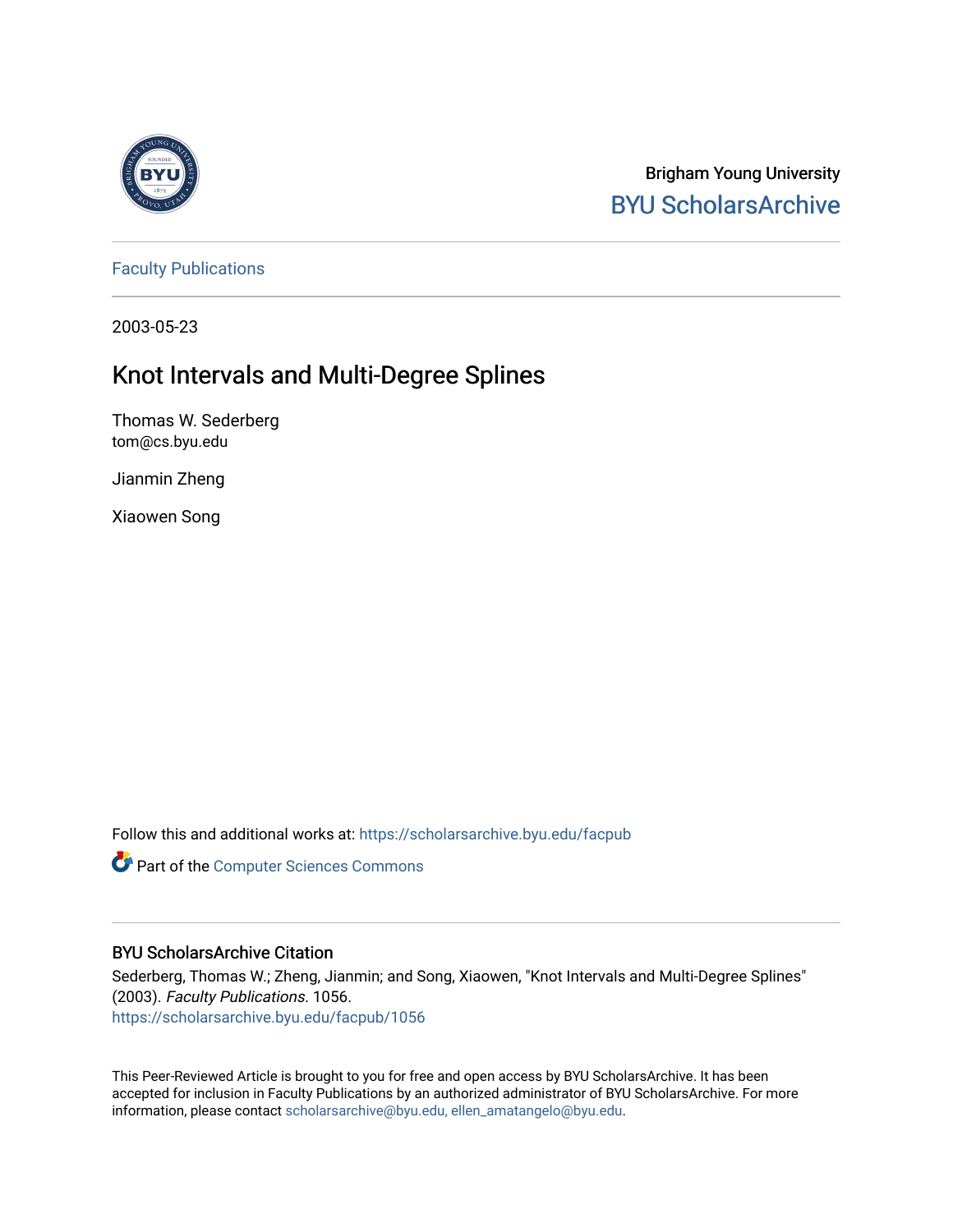Brigham Young University

BYU ScholarsArchive

Faculty Publications

2003-05-23

# Knot Intervals and Multi-Degree Splines

Thomas W. Sederberg
tom@cs.byu.edu

Jianmin Zheng

Xiaowen Song

Follow this and additional works at: https://scholarsarchive.byu.edu/facpub

Part of the Computer Sciences Commons

## BYU ScholarsArchive Citation

Sederberg, Thomas W.; Zheng, Jianmin; and Song, Xiaowen, "Knot Intervals and Multi-Degree Splines" (2003). *Faculty Publications*. 1056.
https://scholarsarchive.byu.edu/facpub/1056

This Peer-Reviewed Article is brought to you for free and open access by BYU ScholarsArchive. It has been accepted for inclusion in Faculty Publications by an authorized administrator of BYU ScholarsArchive. For more information, please contact scholarsarchive@byu.edu, ellen_amatangelo@byu.edu.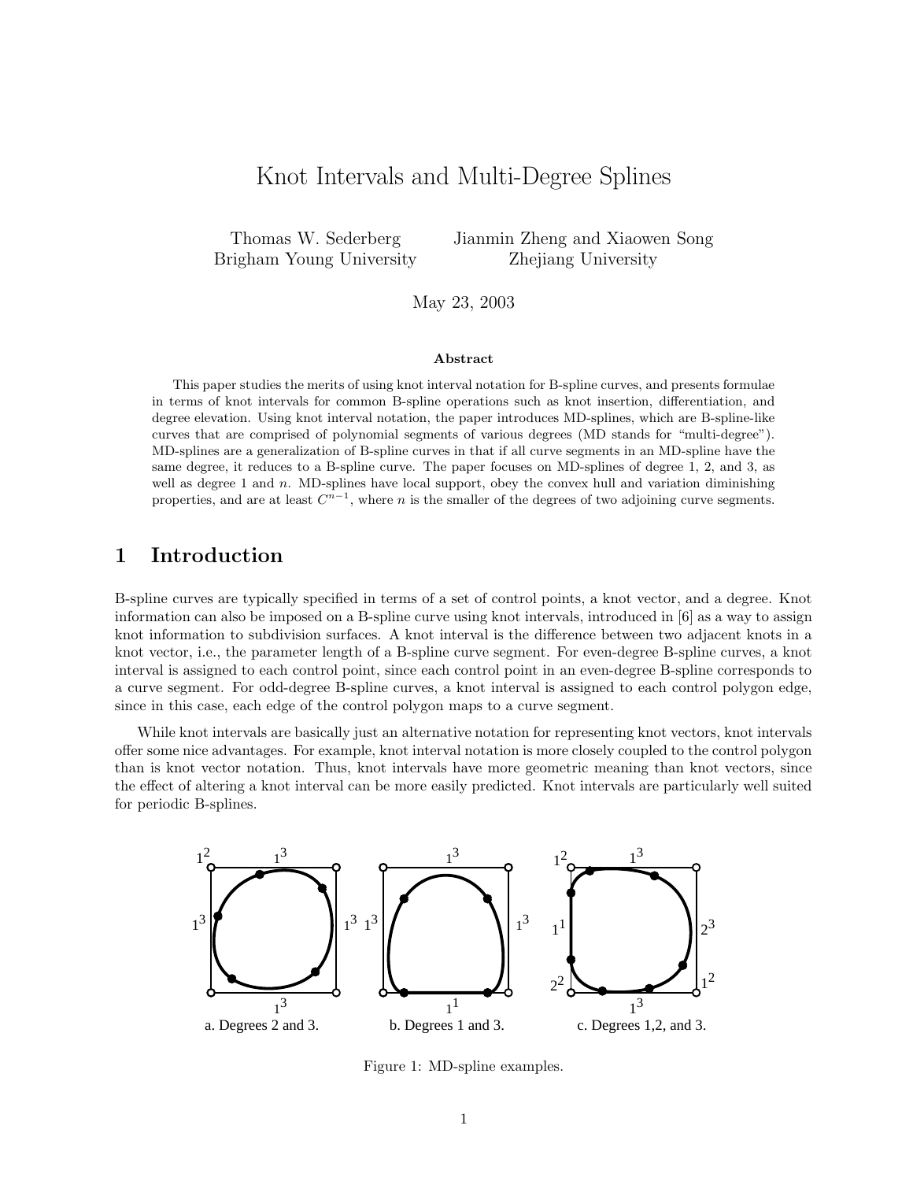# Knot Intervals and Multi-Degree Splines

Thomas W. Sederberg
Brigham Young University

Jianmin Zheng and Xiaowen Song
Zhejiang University

May 23, 2003

**Abstract**

This paper studies the merits of using knot interval notation for B-spline curves, and presents formulae in terms of knot intervals for common B-spline operations such as knot insertion, differentiation, and degree elevation. Using knot interval notation, the paper introduces MD-splines, which are B-spline-like curves that are comprised of polynomial segments of various degrees (MD stands for "multi-degree"). MD-splines are a generalization of B-spline curves in that if all curve segments in an MD-spline have the same degree, it reduces to a B-spline curve. The paper focuses on MD-splines of degree 1, 2, and 3, as well as degree 1 and $n$. MD-splines have local support, obey the convex hull and variation diminishing properties, and are at least $C^{n-1}$, where $n$ is the smaller of the degrees of two adjoining curve segments.

## 1 Introduction

B-spline curves are typically specified in terms of a set of control points, a knot vector, and a degree. Knot information can also be imposed on a B-spline curve using knot intervals, introduced in [6] as a way to assign knot information to subdivision surfaces. A knot interval is the difference between two adjacent knots in a knot vector, i.e., the parameter length of a B-spline curve segment. For even-degree B-spline curves, a knot interval is assigned to each control point, since each control point in an even-degree B-spline corresponds to a curve segment. For odd-degree B-spline curves, a knot interval is assigned to each control polygon edge, since in this case, each edge of the control polygon maps to a curve segment.

While knot intervals are basically just an alternative notation for representing knot vectors, knot intervals offer some nice advantages. For example, knot interval notation is more closely coupled to the control polygon than is knot vector notation. Thus, knot intervals have more geometric meaning than knot vectors, since the effect of altering a knot interval can be more easily predicted. Knot intervals are particularly well suited for periodic B-splines.

a. Degrees 2 and 3. b. Degrees 1 and 3. c. Degrees 1,2, and 3.

Figure 1: MD-spline examples.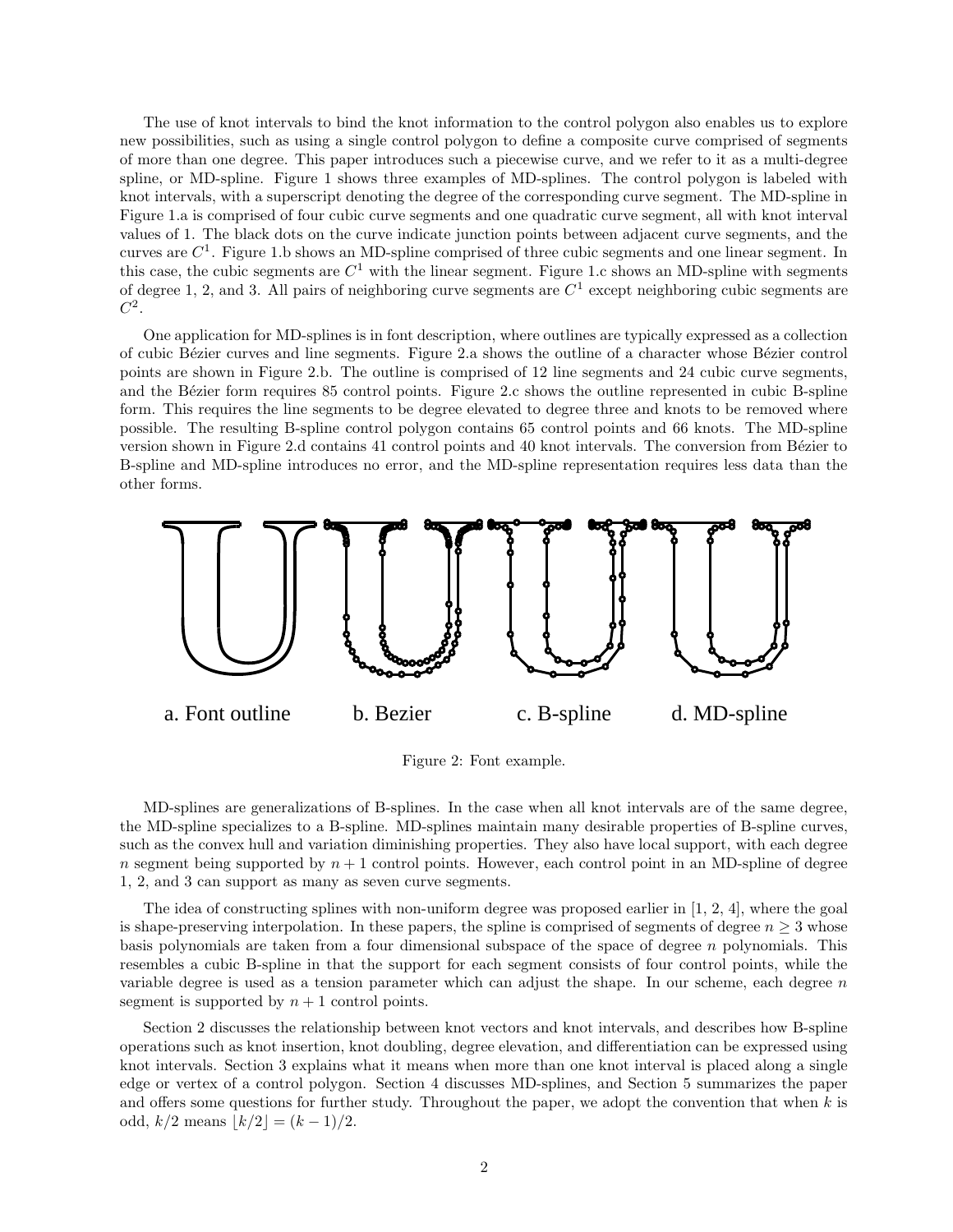The use of knot intervals to bind the knot information to the control polygon also enables us to explore new possibilities, such as using a single control polygon to define a composite curve comprised of segments of more than one degree. This paper introduces such a piecewise curve, and we refer to it as a multi-degree spline, or MD-spline. Figure 1 shows three examples of MD-splines. The control polygon is labeled with knot intervals, with a superscript denoting the degree of the corresponding curve segment. The MD-spline in Figure 1.a is comprised of four cubic curve segments and one quadratic curve segment, all with knot interval values of 1. The black dots on the curve indicate junction points between adjacent curve segments, and the curves are $C^1$. Figure 1.b shows an MD-spline comprised of three cubic segments and one linear segment. In this case, the cubic segments are $C^1$ with the linear segment. Figure 1.c shows an MD-spline with segments of degree 1, 2, and 3. All pairs of neighboring curve segments are $C^1$ except neighboring cubic segments are $C^2$.

One application for MD-splines is in font description, where outlines are typically expressed as a collection of cubic Bézier curves and line segments. Figure 2.a shows the outline of a character whose Bézier control points are shown in Figure 2.b. The outline is comprised of 12 line segments and 24 cubic curve segments, and the Bézier form requires 85 control points. Figure 2.c shows the outline represented in cubic B-spline form. This requires the line segments to be degree elevated to degree three and knots to be removed where possible. The resulting B-spline control polygon contains 65 control points and 66 knots. The MD-spline version shown in Figure 2.d contains 41 control points and 40 knot intervals. The conversion from Bézier to B-spline and MD-spline introduces no error, and the MD-spline representation requires less data than the other forms.

a. Font outline b. Bezier c. B-spline d. MD-spline

Figure 2: Font example.

MD-splines are generalizations of B-splines. In the case when all knot intervals are of the same degree, the MD-spline specializes to a B-spline. MD-splines maintain many desirable properties of B-spline curves, such as the convex hull and variation diminishing properties. They also have local support, with each degree $n$ segment being supported by $n + 1$ control points. However, each control point in an MD-spline of degree 1, 2, and 3 can support as many as seven curve segments.

The idea of constructing splines with non-uniform degree was proposed earlier in [1, 2, 4], where the goal is shape-preserving interpolation. In these papers, the spline is comprised of segments of degree $n \geq 3$ whose basis polynomials are taken from a four dimensional subspace of the space of degree $n$ polynomials. This resembles a cubic B-spline in that the support for each segment consists of four control points, while the variable degree is used as a tension parameter which can adjust the shape. In our scheme, each degree $n$ segment is supported by $n + 1$ control points.

Section 2 discusses the relationship between knot vectors and knot intervals, and describes how B-spline operations such as knot insertion, knot doubling, degree elevation, and differentiation can be expressed using knot intervals. Section 3 explains what it means when more than one knot interval is placed along a single edge or vertex of a control polygon. Section 4 discusses MD-splines, and Section 5 summarizes the paper and offers some questions for further study. Throughout the paper, we adopt the convention that when $k$ is odd, $k/2$ means $\lfloor k/2 \rfloor = (k - 1)/2$.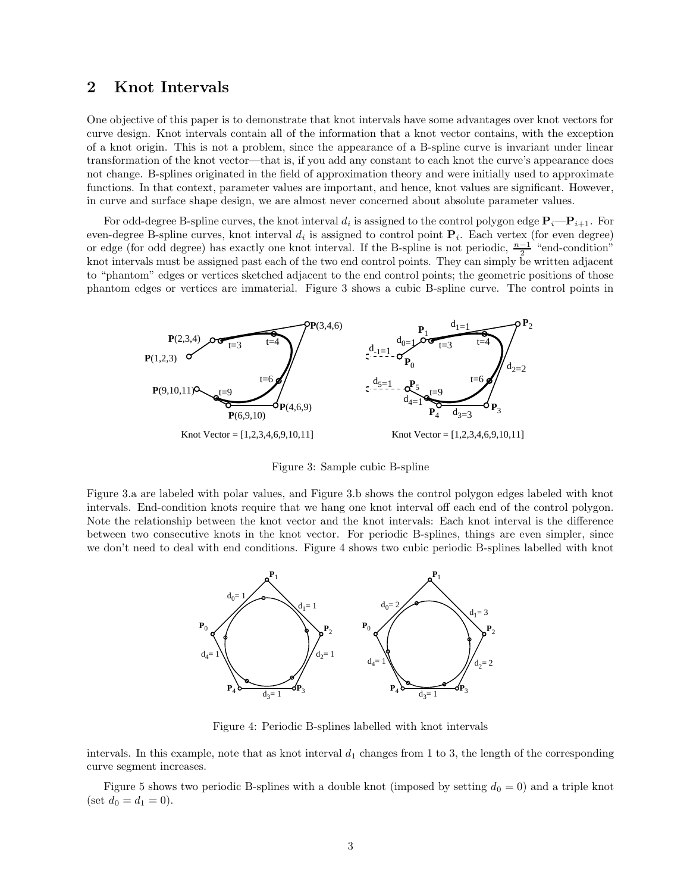## 2 Knot Intervals

One objective of this paper is to demonstrate that knot intervals have some advantages over knot vectors for curve design. Knot intervals contain all of the information that a knot vector contains, with the exception of a knot origin. This is not a problem, since the appearance of a B-spline curve is invariant under linear transformation of the knot vector—that is, if you add any constant to each knot the curve's appearance does not change. B-splines originated in the field of approximation theory and were initially used to approximate functions. In that context, parameter values are important, and hence, knot values are significant. However, in curve and surface shape design, we are almost never concerned about absolute parameter values.

For odd-degree B-spline curves, the knot interval $d_i$ is assigned to the control polygon edge $\mathbf{P}_i$—$\mathbf{P}_{i+1}$. For even-degree B-spline curves, knot interval $d_i$ is assigned to control point $\mathbf{P}_i$. Each vertex (for even degree) or edge (for odd degree) has exactly one knot interval. If the B-spline is not periodic, $\frac{n-1}{2}$ "end-condition" knot intervals must be assigned past each of the two end control points. They can simply be written adjacent to "phantom" edges or vertices sketched adjacent to the end control points; the geometric positions of those phantom edges or vertices are immaterial. Figure 3 shows a cubic B-spline curve. The control points in Figure 3.a are labeled with polar values, and Figure 3.b shows the control polygon edges labeled with knot intervals. End-condition knots require that we hang one knot interval off each end of the control polygon. Note the relationship between the knot vector and the knot intervals: Each knot interval is the difference between two consecutive knots in the knot vector. For periodic B-splines, things are even simpler, since we don't need to deal with end conditions. Figure 4 shows two cubic periodic B-splines labelled with knot intervals. In this example, note that as knot interval $d_1$ changes from 1 to 3, the length of the corresponding curve segment increases.

Knot Vector = [1,2,3,4,6,9,10,11]  Knot Vector = [1,2,3,4,6,9,10,11]

Figure 3: Sample cubic B-spline

Figure 4: Periodic B-splines labelled with knot intervals

Figure 5 shows two periodic B-splines with a double knot (imposed by setting $d_0 = 0$) and a triple knot (set $d_0 = d_1 = 0$).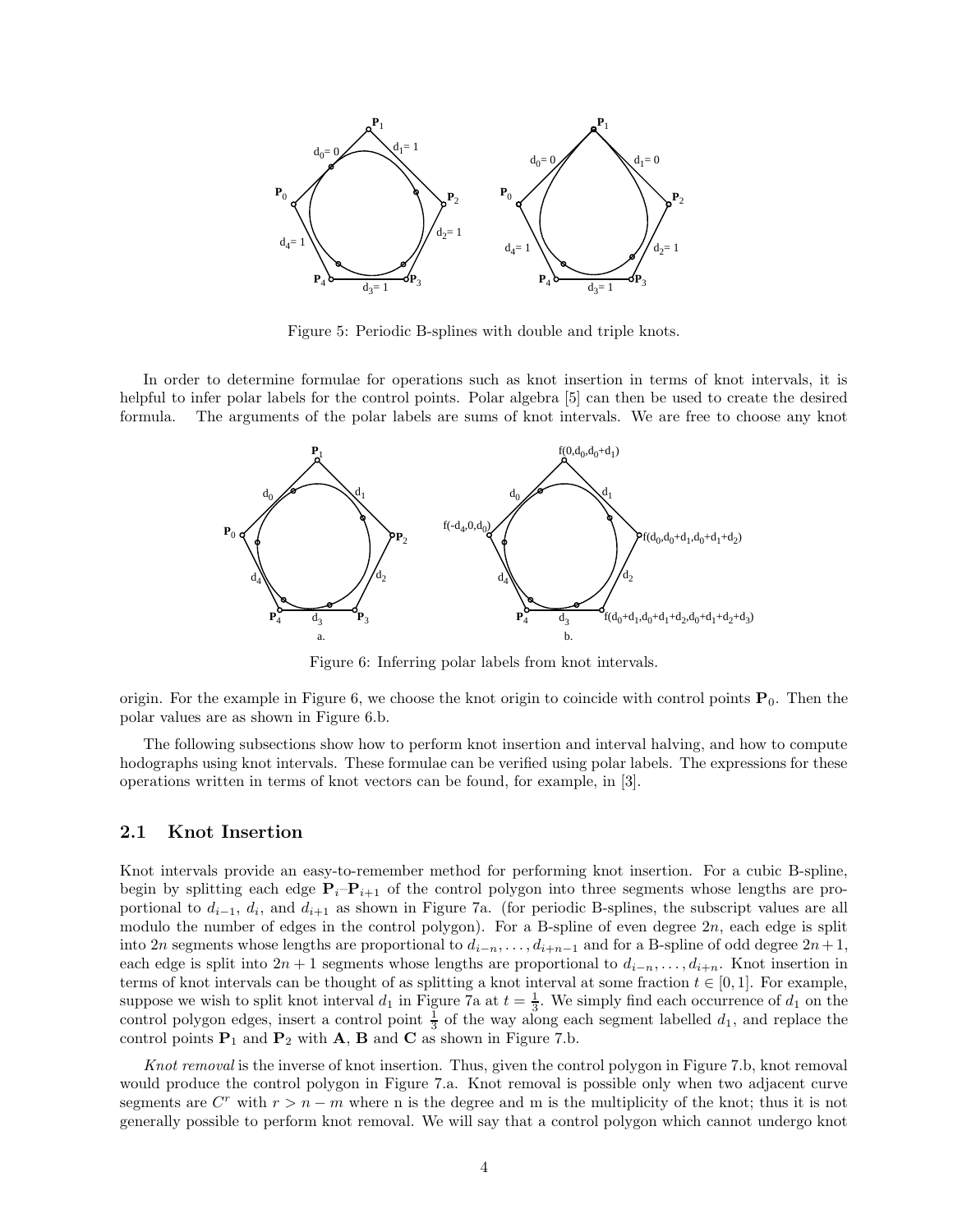Figure 5: Periodic B-splines with double and triple knots.

In order to determine formulae for operations such as knot insertion in terms of knot intervals, it is helpful to infer polar labels for the control points. Polar algebra [5] can then be used to create the desired formula. The arguments of the polar labels are sums of knot intervals. We are free to choose any knot origin. For the example in Figure 6, we choose the knot origin to coincide with control points $\mathbf{P}_0$. Then the polar values are as shown in Figure 6.b.

Figure 6: Inferring polar labels from knot intervals.

The following subsections show how to perform knot insertion and interval halving, and how to compute hodographs using knot intervals. These formulae can be verified using polar labels. The expressions for these operations written in terms of knot vectors can be found, for example, in [3].

## 2.1 Knot Insertion

Knot intervals provide an easy-to-remember method for performing knot insertion. For a cubic B-spline, begin by splitting each edge $\mathbf{P}_i$–$\mathbf{P}_{i+1}$ of the control polygon into three segments whose lengths are proportional to $d_{i-1}$, $d_i$, and $d_{i+1}$ as shown in Figure 7a. (for periodic B-splines, the subscript values are all modulo the number of edges in the control polygon). For a B-spline of even degree $2n$, each edge is split into $2n$ segments whose lengths are proportional to $d_{i-n}, \ldots, d_{i+n-1}$ and for a B-spline of odd degree $2n+1$, each edge is split into $2n+1$ segments whose lengths are proportional to $d_{i-n}, \ldots, d_{i+n}$. Knot insertion in terms of knot intervals can be thought of as splitting a knot interval at some fraction $t \in [0, 1]$. For example, suppose we wish to split knot interval $d_1$ in Figure 7a at $t = \frac{1}{3}$. We simply find each occurrence of $d_1$ on the control polygon edges, insert a control point $\frac{1}{3}$ of the way along each segment labelled $d_1$, and replace the control points $\mathbf{P}_1$ and $\mathbf{P}_2$ with $\mathbf{A}$, $\mathbf{B}$ and $\mathbf{C}$ as shown in Figure 7.b.

*Knot removal* is the inverse of knot insertion. Thus, given the control polygon in Figure 7.b, knot removal would produce the control polygon in Figure 7.a. Knot removal is possible only when two adjacent curve segments are $C^r$ with $r > n - m$ where n is the degree and m is the multiplicity of the knot; thus it is not generally possible to perform knot removal. We will say that a control polygon which cannot undergo knot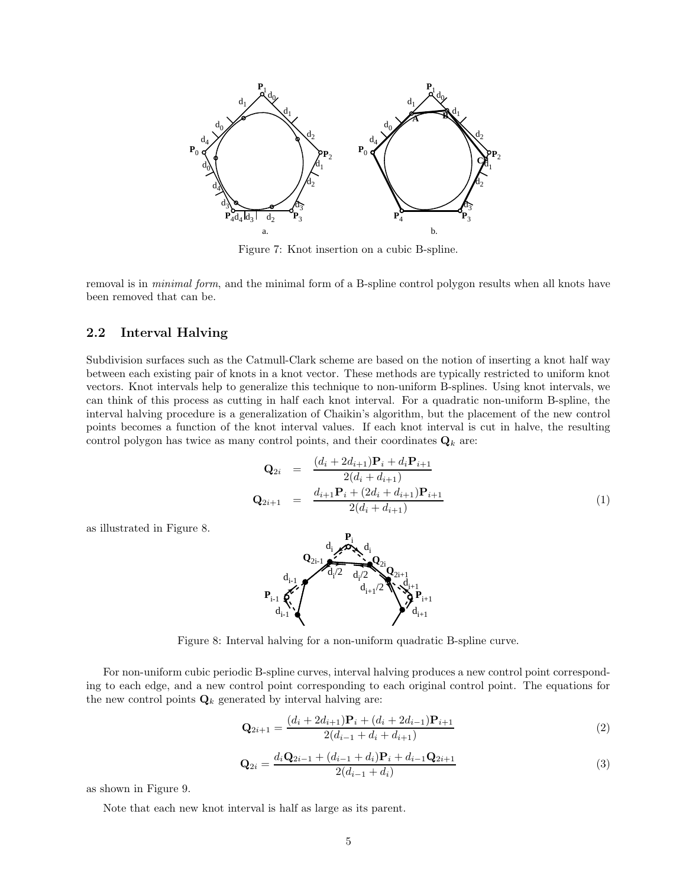Figure 7: Knot insertion on a cubic B-spline.

removal is in *minimal form*, and the minimal form of a B-spline control polygon results when all knots have been removed that can be.

## 2.2 Interval Halving

Subdivision surfaces such as the Catmull-Clark scheme are based on the notion of inserting a knot half way between each existing pair of knots in a knot vector. These methods are typically restricted to uniform knot vectors. Knot intervals help to generalize this technique to non-uniform B-splines. Using knot intervals, we can think of this process as cutting in half each knot interval. For a quadratic non-uniform B-spline, the interval halving procedure is a generalization of Chaikin's algorithm, but the placement of the new control points becomes a function of the knot interval values. If each knot interval is cut in halve, the resulting control polygon has twice as many control points, and their coordinates $\mathbf{Q}_k$ are:

$$
\begin{aligned}
\mathbf{Q}_{2i} &= \frac{(d_i + 2d_{i+1})\mathbf{P}_i + d_i\mathbf{P}_{i+1}}{2(d_i + d_{i+1})} \\
\mathbf{Q}_{2i+1} &= \frac{d_{i+1}\mathbf{P}_i + (2d_i + d_{i+1})\mathbf{P}_{i+1}}{2(d_i + d_{i+1})}
\end{aligned}
\tag{1}
$$

as illustrated in Figure 8.

Figure 8: Interval halving for a non-uniform quadratic B-spline curve.

For non-uniform cubic periodic B-spline curves, interval halving produces a new control point corresponding to each edge, and a new control point corresponding to each original control point. The equations for the new control points $\mathbf{Q}_k$ generated by interval halving are:

$$
\mathbf{Q}_{2i+1} = \frac{(d_i + 2d_{i+1})\mathbf{P}_i + (d_i + 2d_{i-1})\mathbf{P}_{i+1}}{2(d_{i-1} + d_i + d_{i+1})} \tag{2}
$$

$$
\mathbf{Q}_{2i} = \frac{d_i\mathbf{Q}_{2i-1} + (d_{i-1} + d_i)\mathbf{P}_i + d_{i-1}\mathbf{Q}_{2i+1}}{2(d_{i-1} + d_i)} \tag{3}
$$

as shown in Figure 9.

Note that each new knot interval is half as large as its parent.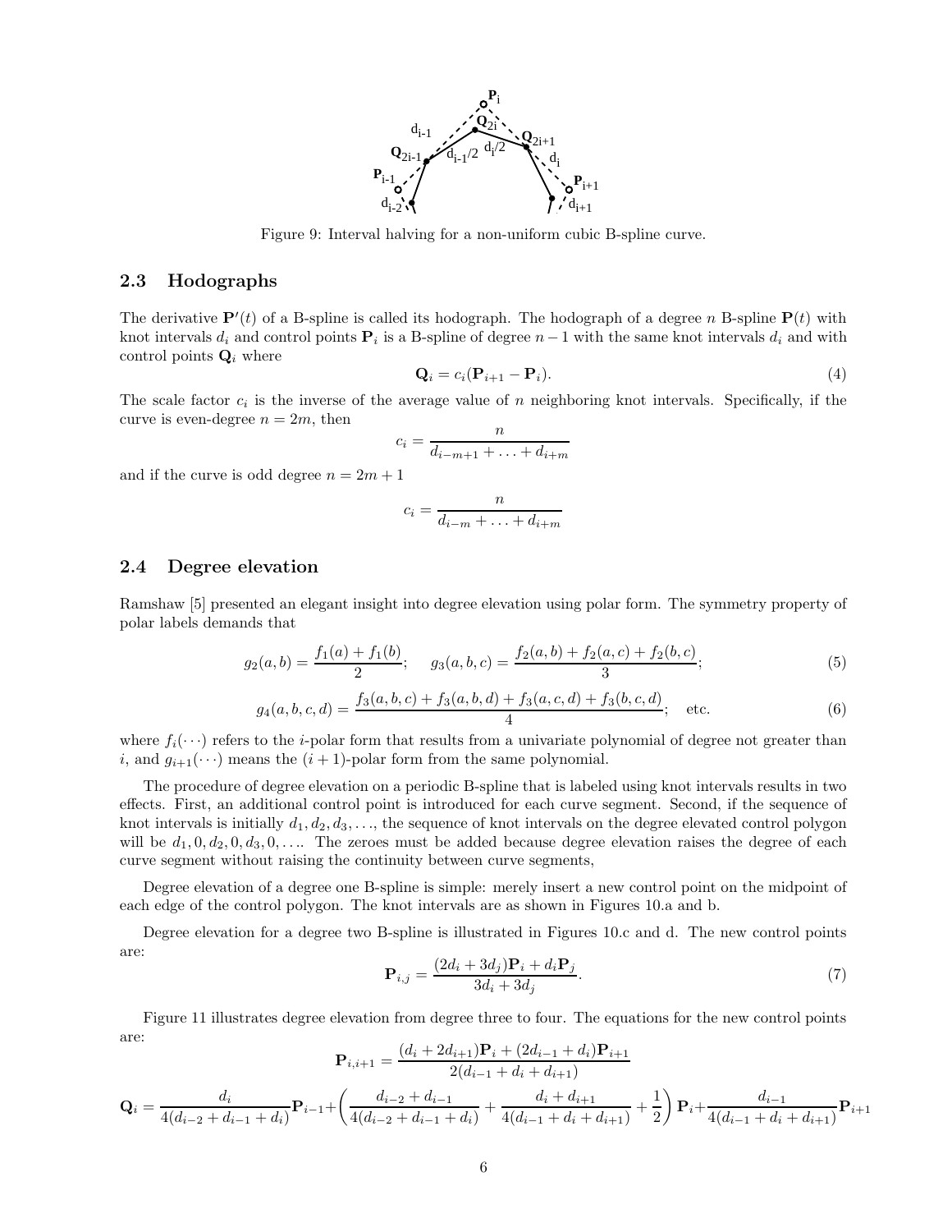Figure 9: Interval halving for a non-uniform cubic B-spline curve.

### 2.3 Hodographs

The derivative $\mathbf{P}'(t)$ of a B-spline is called its hodograph. The hodograph of a degree $n$ B-spline $\mathbf{P}(t)$ with knot intervals $d_i$ and control points $\mathbf{P}_i$ is a B-spline of degree $n-1$ with the same knot intervals $d_i$ and with control points $\mathbf{Q}_i$ where

$$\mathbf{Q}_i = c_i(\mathbf{P}_{i+1} - \mathbf{P}_i). \tag{4}$$

The scale factor $c_i$ is the inverse of the average value of $n$ neighboring knot intervals. Specifically, if the curve is even-degree $n = 2m$, then

$$c_i = \frac{n}{d_{i-m+1} + \ldots + d_{i+m}}$$

and if the curve is odd degree $n = 2m + 1$

$$c_i = \frac{n}{d_{i-m} + \ldots + d_{i+m}}$$

### 2.4 Degree elevation

Ramshaw [5] presented an elegant insight into degree elevation using polar form. The symmetry property of polar labels demands that

$$g_2(a, b) = \frac{f_1(a) + f_1(b)}{2}; \quad g_3(a, b, c) = \frac{f_2(a, b) + f_2(a, c) + f_2(b, c)}{3}; \tag{5}$$

$$g_4(a, b, c, d) = \frac{f_3(a, b, c) + f_3(a, b, d) + f_3(a, c, d) + f_3(b, c, d)}{4}; \quad \text{etc.} \tag{6}$$

where $f_i(\cdots)$ refers to the $i$-polar form that results from a univariate polynomial of degree not greater than $i$, and $g_{i+1}(\cdots)$ means the $(i+1)$-polar form from the same polynomial.

The procedure of degree elevation on a periodic B-spline that is labeled using knot intervals results in two effects. First, an additional control point is introduced for each curve segment. Second, if the sequence of knot intervals is initially $d_1, d_2, d_3, \ldots$, the sequence of knot intervals on the degree elevated control polygon will be $d_1, 0, d_2, 0, d_3, 0, \ldots$. The zeroes must be added because degree elevation raises the degree of each curve segment without raising the continuity between curve segments,

Degree elevation of a degree one B-spline is simple: merely insert a new control point on the midpoint of each edge of the control polygon. The knot intervals are as shown in Figures 10.a and b.

Degree elevation for a degree two B-spline is illustrated in Figures 10.c and d. The new control points are:

$$\mathbf{P}_{i,j} = \frac{(2d_i + 3d_j)\mathbf{P}_i + d_i\mathbf{P}_j}{3d_i + 3d_j}. \tag{7}$$

Figure 11 illustrates degree elevation from degree three to four. The equations for the new control points are:

$$\mathbf{P}_{i,i+1} = \frac{(d_i + 2d_{i+1})\mathbf{P}_i + (2d_{i-1} + d_i)\mathbf{P}_{i+1}}{2(d_{i-1} + d_i + d_{i+1})}$$

$$\mathbf{Q}_i = \frac{d_i}{4(d_{i-2} + d_{i-1} + d_i)}\mathbf{P}_{i-1} + \left(\frac{d_{i-2} + d_{i-1}}{4(d_{i-2} + d_{i-1} + d_i)} + \frac{d_i + d_{i+1}}{4(d_{i-1} + d_i + d_{i+1})} + \frac{1}{2}\right)\mathbf{P}_i + \frac{d_{i-1}}{4(d_{i-1} + d_i + d_{i+1})}\mathbf{P}_{i+1}$$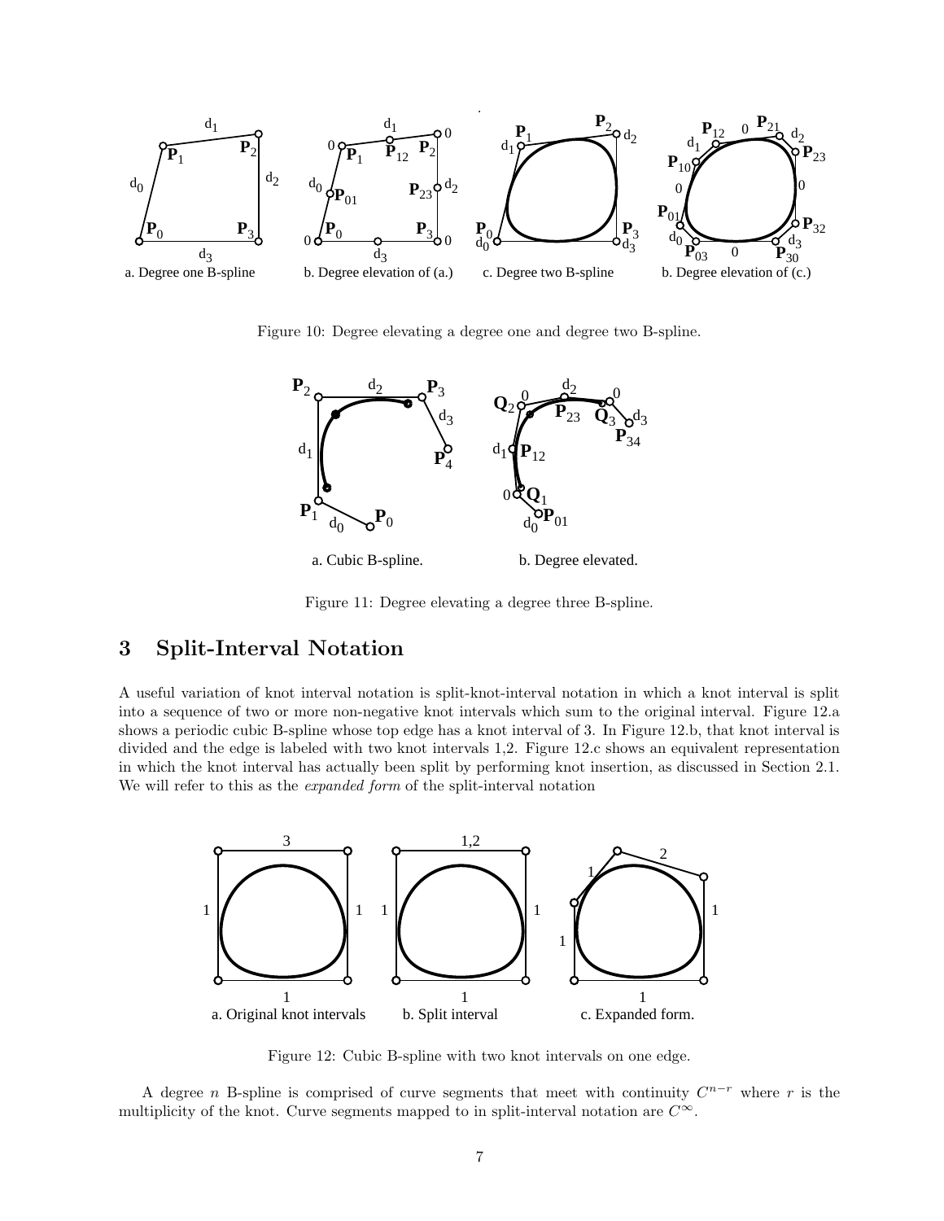Figure 10: Degree elevating a degree one and degree two B-spline.

Figure 11: Degree elevating a degree three B-spline.

## 3 Split-Interval Notation

A useful variation of knot interval notation is split-knot-interval notation in which a knot interval is split into a sequence of two or more non-negative knot intervals which sum to the original interval. Figure 12.a shows a periodic cubic B-spline whose top edge has a knot interval of 3. In Figure 12.b, that knot interval is divided and the edge is labeled with two knot intervals 1,2. Figure 12.c shows an equivalent representation in which the knot interval has actually been split by performing knot insertion, as discussed in Section 2.1. We will refer to this as the *expanded form* of the split-interval notation

Figure 12: Cubic B-spline with two knot intervals on one edge.

A degree $n$ B-spline is comprised of curve segments that meet with continuity $C^{n-r}$ where $r$ is the multiplicity of the knot. Curve segments mapped to in split-interval notation are $C^{\infty}$.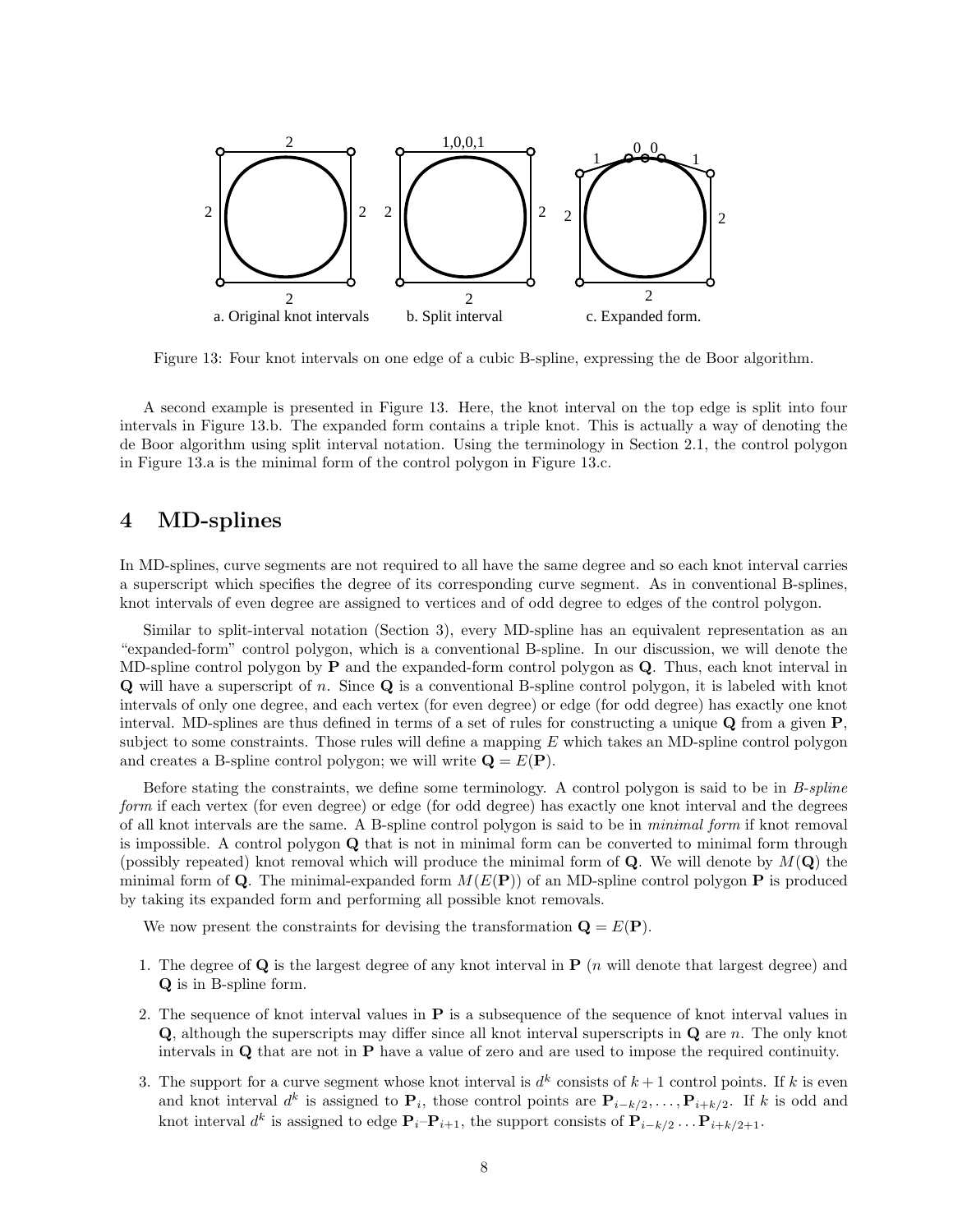a. Original knot intervals b. Split interval c. Expanded form.

Figure 13: Four knot intervals on one edge of a cubic B-spline, expressing the de Boor algorithm.

A second example is presented in Figure 13. Here, the knot interval on the top edge is split into four intervals in Figure 13.b. The expanded form contains a triple knot. This is actually a way of denoting the de Boor algorithm using split interval notation. Using the terminology in Section 2.1, the control polygon in Figure 13.a is the minimal form of the control polygon in Figure 13.c.

## 4 MD-splines

In MD-splines, curve segments are not required to all have the same degree and so each knot interval carries a superscript which specifies the degree of its corresponding curve segment. As in conventional B-splines, knot intervals of even degree are assigned to vertices and of odd degree to edges of the control polygon.

Similar to split-interval notation (Section 3), every MD-spline has an equivalent representation as an "expanded-form" control polygon, which is a conventional B-spline. In our discussion, we will denote the MD-spline control polygon by $\mathbf{P}$ and the expanded-form control polygon as $\mathbf{Q}$. Thus, each knot interval in $\mathbf{Q}$ will have a superscript of $n$. Since $\mathbf{Q}$ is a conventional B-spline control polygon, it is labeled with knot intervals of only one degree, and each vertex (for even degree) or edge (for odd degree) has exactly one knot interval. MD-splines are thus defined in terms of a set of rules for constructing a unique $\mathbf{Q}$ from a given $\mathbf{P}$, subject to some constraints. Those rules will define a mapping $E$ which takes an MD-spline control polygon and creates a B-spline control polygon; we will write $\mathbf{Q} = E(\mathbf{P})$.

Before stating the constraints, we define some terminology. A control polygon is said to be in *B-spline form* if each vertex (for even degree) or edge (for odd degree) has exactly one knot interval and the degrees of all knot intervals are the same. A B-spline control polygon is said to be in *minimal form* if knot removal is impossible. A control polygon $\mathbf{Q}$ that is not in minimal form can be converted to minimal form through (possibly repeated) knot removal which will produce the minimal form of $\mathbf{Q}$. We will denote by $M(\mathbf{Q})$ the minimal form of $\mathbf{Q}$. The minimal-expanded form $M(E(\mathbf{P}))$ of an MD-spline control polygon $\mathbf{P}$ is produced by taking its expanded form and performing all possible knot removals.

We now present the constraints for devising the transformation $\mathbf{Q} = E(\mathbf{P})$.

1. The degree of $\mathbf{Q}$ is the largest degree of any knot interval in $\mathbf{P}$ ($n$ will denote that largest degree) and $\mathbf{Q}$ is in B-spline form.

2. The sequence of knot interval values in $\mathbf{P}$ is a subsequence of the sequence of knot interval values in $\mathbf{Q}$, although the superscripts may differ since all knot interval superscripts in $\mathbf{Q}$ are $n$. The only knot intervals in $\mathbf{Q}$ that are not in $\mathbf{P}$ have a value of zero and are used to impose the required continuity.

3. The support for a curve segment whose knot interval is $d^k$ consists of $k+1$ control points. If $k$ is even and knot interval $d^k$ is assigned to $\mathbf{P}_i$, those control points are $\mathbf{P}_{i-k/2}, \ldots, \mathbf{P}_{i+k/2}$. If $k$ is odd and knot interval $d^k$ is assigned to edge $\mathbf{P}_i$–$\mathbf{P}_{i+1}$, the support consists of $\mathbf{P}_{i-k/2} \ldots \mathbf{P}_{i+k/2+1}$.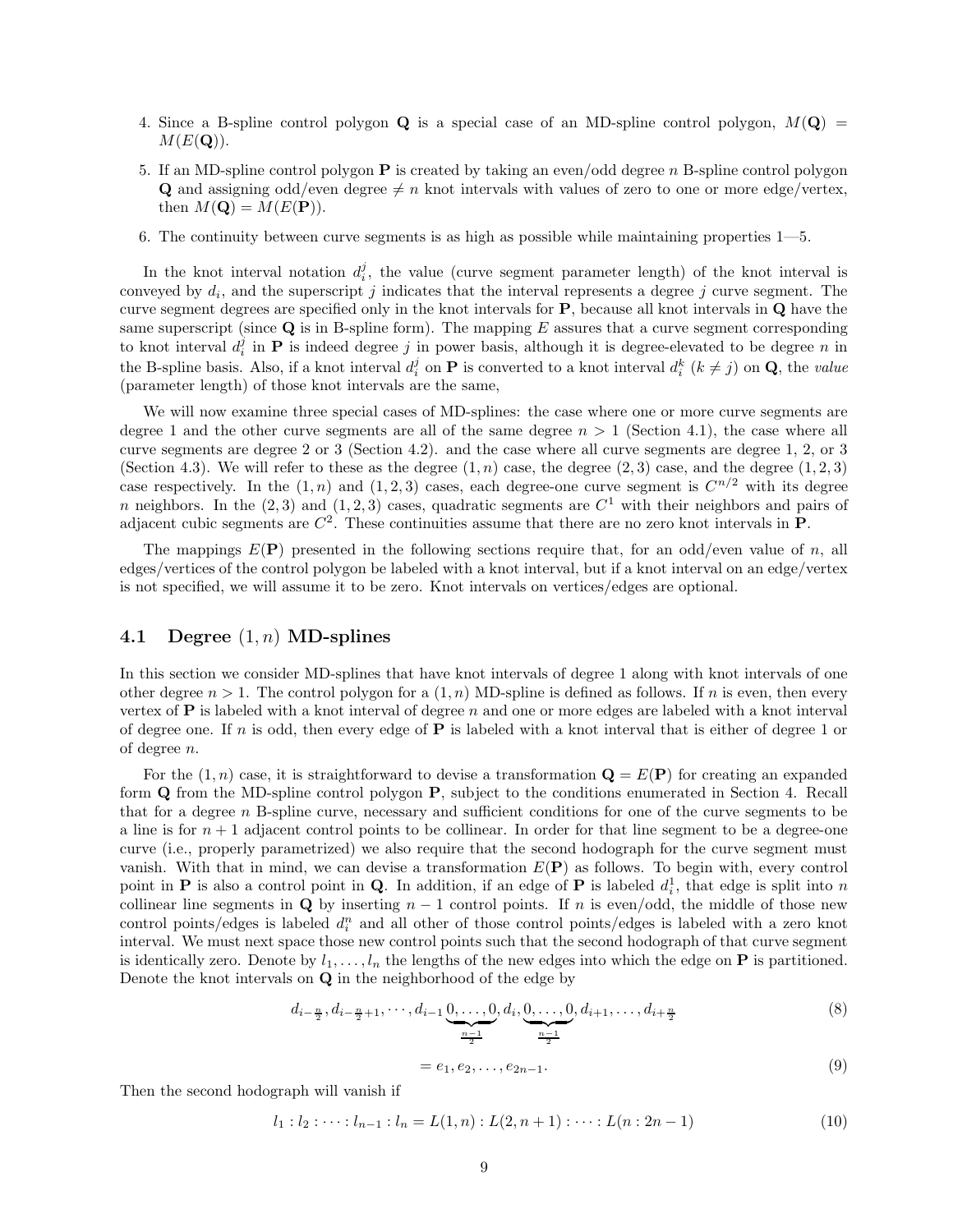4. Since a B-spline control polygon $\mathbf{Q}$ is a special case of an MD-spline control polygon, $M(\mathbf{Q}) = M(E(\mathbf{Q}))$.

5. If an MD-spline control polygon $\mathbf{P}$ is created by taking an even/odd degree $n$ B-spline control polygon $\mathbf{Q}$ and assigning odd/even degree $\neq n$ knot intervals with values of zero to one or more edge/vertex, then $M(\mathbf{Q}) = M(E(\mathbf{P}))$.

6. The continuity between curve segments is as high as possible while maintaining properties 1—5.

In the knot interval notation $d_i^j$, the value (curve segment parameter length) of the knot interval is conveyed by $d_i$, and the superscript $j$ indicates that the interval represents a degree $j$ curve segment. The curve segment degrees are specified only in the knot intervals for $\mathbf{P}$, because all knot intervals in $\mathbf{Q}$ have the same superscript (since $\mathbf{Q}$ is in B-spline form). The mapping $E$ assures that a curve segment corresponding to knot interval $d_i^j$ in $\mathbf{P}$ is indeed degree $j$ in power basis, although it is degree-elevated to be degree $n$ in the B-spline basis. Also, if a knot interval $d_i^j$ on $\mathbf{P}$ is converted to a knot interval $d_i^k$ ($k \neq j$) on $\mathbf{Q}$, the *value* (parameter length) of those knot intervals are the same,

We will now examine three special cases of MD-splines: the case where one or more curve segments are degree 1 and the other curve segments are all of the same degree $n > 1$ (Section 4.1), the case where all curve segments are degree 2 or 3 (Section 4.2). and the case where all curve segments are degree 1, 2, or 3 (Section 4.3). We will refer to these as the degree $(1, n)$ case, the degree $(2, 3)$ case, and the degree $(1, 2, 3)$ case respectively. In the $(1, n)$ and $(1, 2, 3)$ cases, each degree-one curve segment is $C^{n/2}$ with its degree $n$ neighbors. In the $(2, 3)$ and $(1, 2, 3)$ cases, quadratic segments are $C^1$ with their neighbors and pairs of adjacent cubic segments are $C^2$. These continuities assume that there are no zero knot intervals in $\mathbf{P}$.

The mappings $E(\mathbf{P})$ presented in the following sections require that, for an odd/even value of $n$, all edges/vertices of the control polygon be labeled with a knot interval, but if a knot interval on an edge/vertex is not specified, we will assume it to be zero. Knot intervals on vertices/edges are optional.

## 4.1 Degree $(1, n)$ MD-splines

In this section we consider MD-splines that have knot intervals of degree 1 along with knot intervals of one other degree $n > 1$. The control polygon for a $(1, n)$ MD-spline is defined as follows. If $n$ is even, then every vertex of $\mathbf{P}$ is labeled with a knot interval of degree $n$ and one or more edges are labeled with a knot interval of degree one. If $n$ is odd, then every edge of $\mathbf{P}$ is labeled with a knot interval that is either of degree 1 or of degree $n$.

For the $(1, n)$ case, it is straightforward to devise a transformation $\mathbf{Q} = E(\mathbf{P})$ for creating an expanded form $\mathbf{Q}$ from the MD-spline control polygon $\mathbf{P}$, subject to the conditions enumerated in Section 4. Recall that for a degree $n$ B-spline curve, necessary and sufficient conditions for one of the curve segments to be a line is for $n + 1$ adjacent control points to be collinear. In order for that line segment to be a degree-one curve (i.e., properly parametrized) we also require that the second hodograph for the curve segment must vanish. With that in mind, we can devise a transformation $E(\mathbf{P})$ as follows. To begin with, every control point in $\mathbf{P}$ is also a control point in $\mathbf{Q}$. In addition, if an edge of $\mathbf{P}$ is labeled $d_i^1$, that edge is split into $n$ collinear line segments in $\mathbf{Q}$ by inserting $n - 1$ control points. If $n$ is even/odd, the middle of those new control points/edges is labeled $d_i^n$ and all other of those control points/edges is labeled with a zero knot interval. We must next space those new control points such that the second hodograph of that curve segment is identically zero. Denote by $l_1, \ldots, l_n$ the lengths of the new edges into which the edge on $\mathbf{P}$ is partitioned. Denote the knot intervals on $\mathbf{Q}$ in the neighborhood of the edge by

$$d_{i-\frac{n}{2}}, d_{i-\frac{n}{2}+1}, \cdots, d_{i-1} \underbrace{0, \ldots, 0}_{\frac{n-1}{2}}, d_i, \underbrace{0, \ldots, 0}_{\frac{n-1}{2}}, d_{i+1}, \ldots, d_{i+\frac{n}{2}} \tag{8}$$

$$= e_1, e_2, \ldots, e_{2n-1}. \tag{9}$$

Then the second hodograph will vanish if

$$l_1 : l_2 : \cdots : l_{n-1} : l_n = L(1, n) : L(2, n + 1) : \cdots : L(n : 2n - 1) \tag{10}$$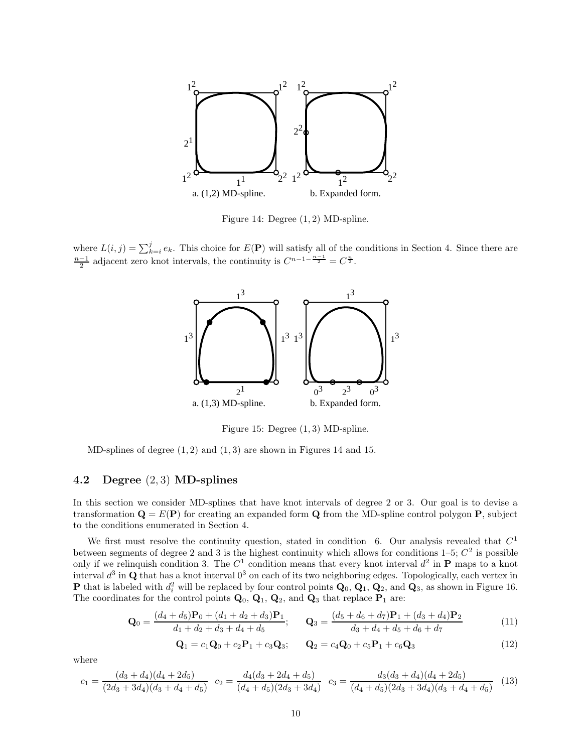Figure 14: Degree $(1, 2)$ MD-spline.

where $L(i, j) = \sum_{k=i}^{j} e_k$. This choice for $E(\mathbf{P})$ will satisfy all of the conditions in Section 4. Since there are $\frac{n-1}{2}$ adjacent zero knot intervals, the continuity is $C^{n-1-\frac{n-1}{2}} = C^{\frac{n}{2}}$.

Figure 15: Degree $(1, 3)$ MD-spline.

MD-splines of degree $(1, 2)$ and $(1, 3)$ are shown in Figures 14 and 15.

## 4.2 Degree $(2, 3)$ MD-splines

In this section we consider MD-splines that have knot intervals of degree 2 or 3. Our goal is to devise a transformation $\mathbf{Q} = E(\mathbf{P})$ for creating an expanded form $\mathbf{Q}$ from the MD-spline control polygon $\mathbf{P}$, subject to the conditions enumerated in Section 4.

We first must resolve the continuity question, stated in condition 6. Our analysis revealed that $C^1$ between segments of degree 2 and 3 is the highest continuity which allows for conditions 1–5; $C^2$ is possible only if we relinquish condition 3. The $C^1$ condition means that every knot interval $d^2$ in $\mathbf{P}$ maps to a knot interval $d^3$ in $\mathbf{Q}$ that has a knot interval $0^3$ on each of its two neighboring edges. Topologically, each vertex in $\mathbf{P}$ that is labeled with $d_i^2$ will be replaced by four control points $\mathbf{Q}_0$, $\mathbf{Q}_1$, $\mathbf{Q}_2$, and $\mathbf{Q}_3$, as shown in Figure 16. The coordinates for the control points $\mathbf{Q}_0$, $\mathbf{Q}_1$, $\mathbf{Q}_2$, and $\mathbf{Q}_3$ that replace $\mathbf{P}_1$ are:

$$\mathbf{Q}_0 = \frac{(d_4 + d_5)\mathbf{P}_0 + (d_1 + d_2 + d_3)\mathbf{P}_1}{d_1 + d_2 + d_3 + d_4 + d_5}; \qquad \mathbf{Q}_3 = \frac{(d_5 + d_6 + d_7)\mathbf{P}_1 + (d_3 + d_4)\mathbf{P}_2}{d_3 + d_4 + d_5 + d_6 + d_7} \tag{11}$$

$$\mathbf{Q}_1 = c_1\mathbf{Q}_0 + c_2\mathbf{P}_1 + c_3\mathbf{Q}_3; \qquad \mathbf{Q}_2 = c_4\mathbf{Q}_0 + c_5\mathbf{P}_1 + c_6\mathbf{Q}_3 \tag{12}$$

where

$$c_1 = \frac{(d_3 + d_4)(d_4 + 2d_5)}{(2d_3 + 3d_4)(d_3 + d_4 + d_5)} \quad c_2 = \frac{d_4(d_3 + 2d_4 + d_5)}{(d_4 + d_5)(2d_3 + 3d_4)} \quad c_3 = \frac{d_3(d_3 + d_4)(d_4 + 2d_5)}{(d_4 + d_5)(2d_3 + 3d_4)(d_3 + d_4 + d_5)} \tag{13}$$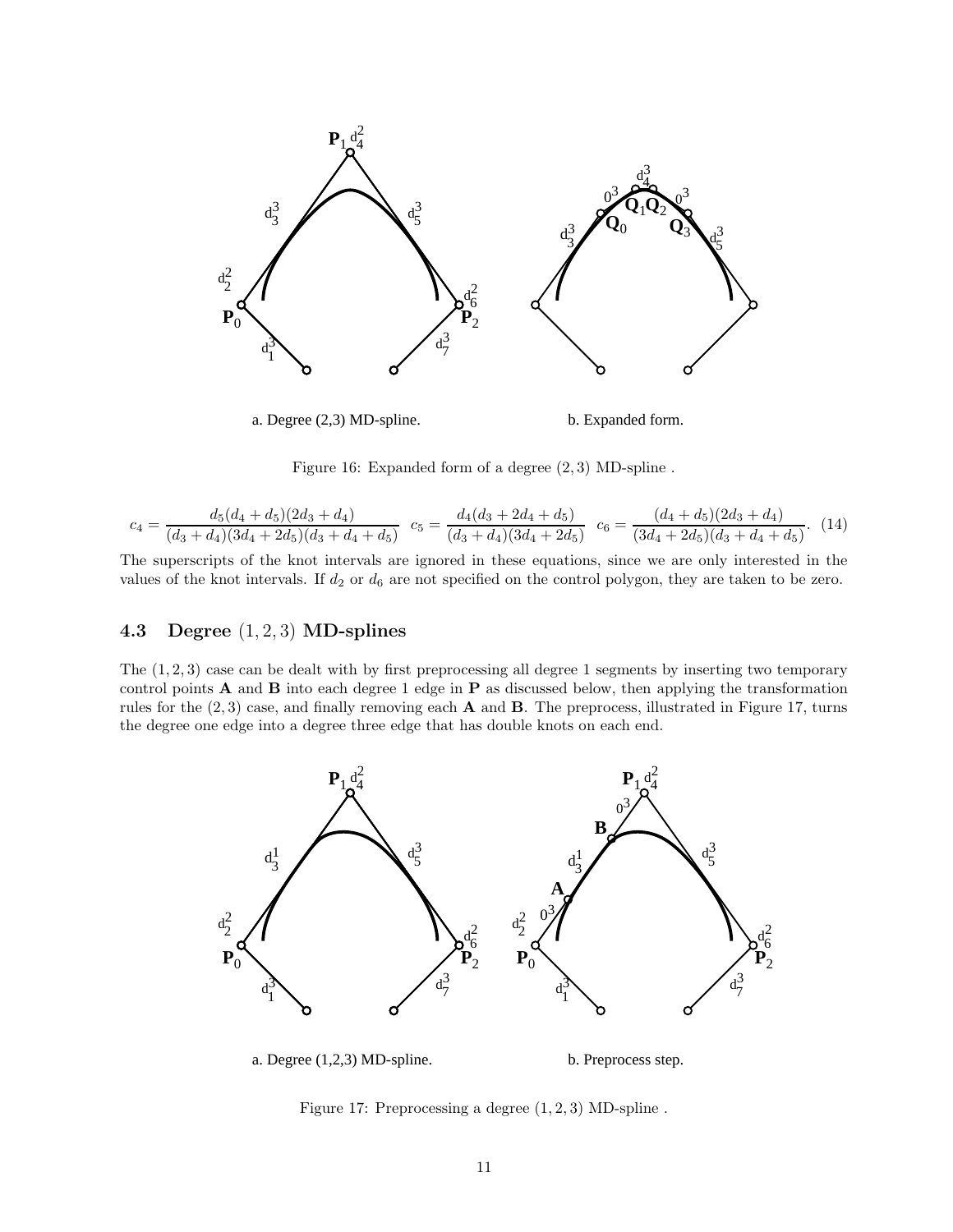a. Degree (2,3) MD-spline.

b. Expanded form.

Figure 16: Expanded form of a degree $(2, 3)$ MD-spline .

$$c_4 = \frac{d_5(d_4 + d_5)(2d_3 + d_4)}{(d_3 + d_4)(3d_4 + 2d_5)(d_3 + d_4 + d_5)} \quad c_5 = \frac{d_4(d_3 + 2d_4 + d_5)}{(d_3 + d_4)(3d_4 + 2d_5)} \quad c_6 = \frac{(d_4 + d_5)(2d_3 + d_4)}{(3d_4 + 2d_5)(d_3 + d_4 + d_5)}. \quad (14)$$

The superscripts of the knot intervals are ignored in these equations, since we are only interested in the values of the knot intervals. If $d_2$ or $d_6$ are not specified on the control polygon, they are taken to be zero.

### 4.3 Degree $(1, 2, 3)$ MD-splines

The $(1, 2, 3)$ case can be dealt with by first preprocessing all degree 1 segments by inserting two temporary control points $\mathbf{A}$ and $\mathbf{B}$ into each degree 1 edge in $\mathbf{P}$ as discussed below, then applying the transformation rules for the $(2, 3)$ case, and finally removing each $\mathbf{A}$ and $\mathbf{B}$. The preprocess, illustrated in Figure 17, turns the degree one edge into a degree three edge that has double knots on each end.

a. Degree (1,2,3) MD-spline.

b. Preprocess step.

Figure 17: Preprocessing a degree $(1, 2, 3)$ MD-spline .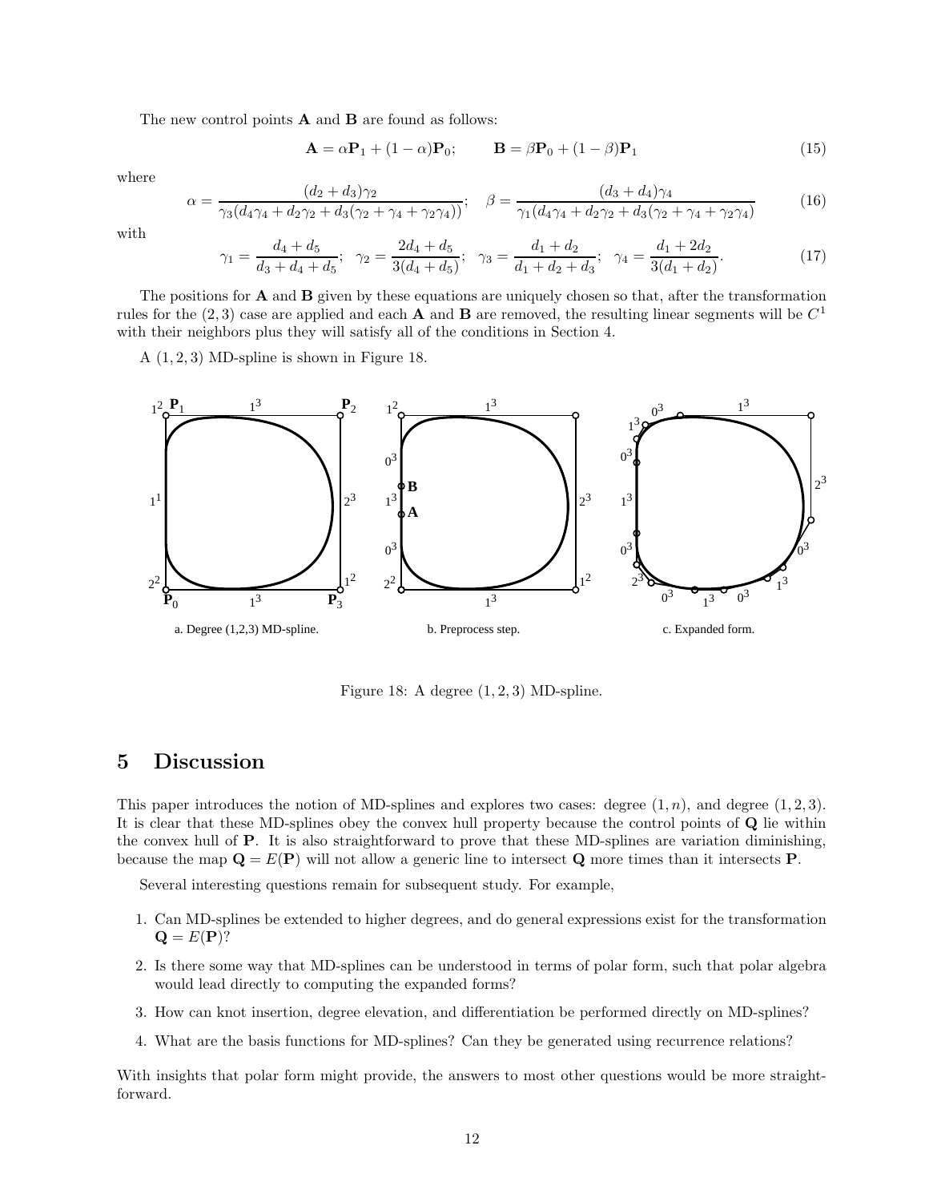The new control points **A** and **B** are found as follows:

$$\mathbf{A} = \alpha \mathbf{P}_1 + (1-\alpha)\mathbf{P}_0; \qquad \mathbf{B} = \beta \mathbf{P}_0 + (1-\beta)\mathbf{P}_1 \tag{15}$$

where

$$\alpha = \frac{(d_2+d_3)\gamma_2}{\gamma_3(d_4\gamma_4 + d_2\gamma_2 + d_3(\gamma_2+\gamma_4+\gamma_2\gamma_4))}; \quad \beta = \frac{(d_3+d_4)\gamma_4}{\gamma_1(d_4\gamma_4 + d_2\gamma_2 + d_3(\gamma_2+\gamma_4+\gamma_2\gamma_4)} \tag{16}$$

with

$$\gamma_1 = \frac{d_4+d_5}{d_3+d_4+d_5}; \quad \gamma_2 = \frac{2d_4+d_5}{3(d_4+d_5)}; \quad \gamma_3 = \frac{d_1+d_2}{d_1+d_2+d_3}; \quad \gamma_4 = \frac{d_1+2d_2}{3(d_1+d_2)}. \tag{17}$$

The positions for **A** and **B** given by these equations are uniquely chosen so that, after the transformation rules for the $(2,3)$ case are applied and each **A** and **B** are removed, the resulting linear segments will be $C^1$ with their neighbors plus they will satisfy all of the conditions in Section 4.

A $(1,2,3)$ MD-spline is shown in Figure 18.

a. Degree (1,2,3) MD-spline. b. Preprocess step. c. Expanded form.

Figure 18: A degree $(1,2,3)$ MD-spline.

# 5 Discussion

This paper introduces the notion of MD-splines and explores two cases: degree $(1,n)$, and degree $(1,2,3)$. It is clear that these MD-splines obey the convex hull property because the control points of **Q** lie within the convex hull of **P**. It is also straightforward to prove that these MD-splines are variation diminishing, because the map $\mathbf{Q} = E(\mathbf{P})$ will not allow a generic line to intersect **Q** more times than it intersects **P**.

Several interesting questions remain for subsequent study. For example,

1. Can MD-splines be extended to higher degrees, and do general expressions exist for the transformation $\mathbf{Q} = E(\mathbf{P})$?
2. Is there some way that MD-splines can be understood in terms of polar form, such that polar algebra would lead directly to computing the expanded forms?
3. How can knot insertion, degree elevation, and differentiation be performed directly on MD-splines?
4. What are the basis functions for MD-splines? Can they be generated using recurrence relations?

With insights that polar form might provide, the answers to most other questions would be more straightforward.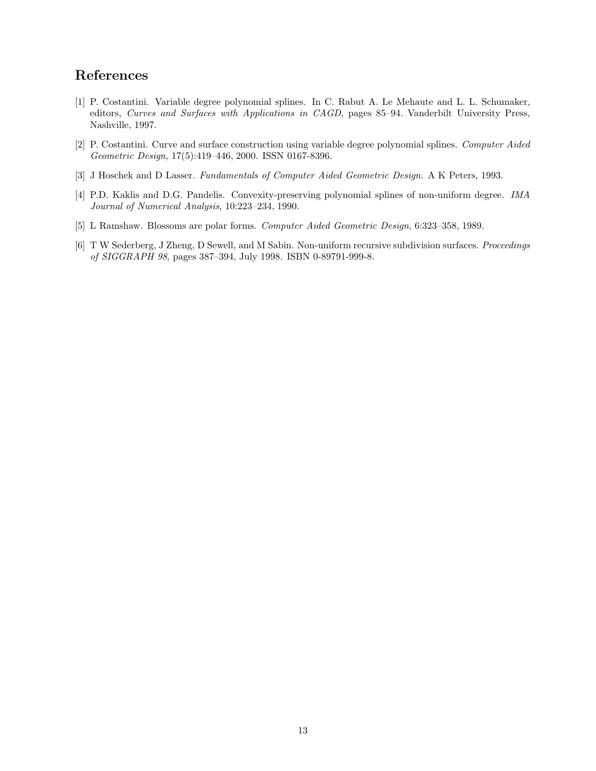## References

[1] P. Costantini. Variable degree polynomial splines. In C. Rabut A. Le Mehaute and L. L. Schumaker, editors, *Curves and Surfaces with Applications in CAGD*, pages 85–94. Vanderbilt University Press, Nashville, 1997.

[2] P. Costantini. Curve and surface construction using variable degree polynomial splines. *Computer Aided Geometric Design*, 17(5):419–446, 2000. ISSN 0167-8396.

[3] J Hoschek and D Lasser. *Fundamentals of Computer Aided Geometric Design*. A K Peters, 1993.

[4] P.D. Kaklis and D.G. Pandelis. Convexity-preserving polynomial splines of non-uniform degree. *IMA Journal of Numerical Analysis*, 10:223–234, 1990.

[5] L Ramshaw. Blossoms are polar forms. *Computer Aided Geometric Design*, 6:323–358, 1989.

[6] T W Sederberg, J Zheng, D Sewell, and M Sabin. Non-uniform recursive subdivision surfaces. *Proceedings of SIGGRAPH 98*, pages 387–394, July 1998. ISBN 0-89791-999-8.